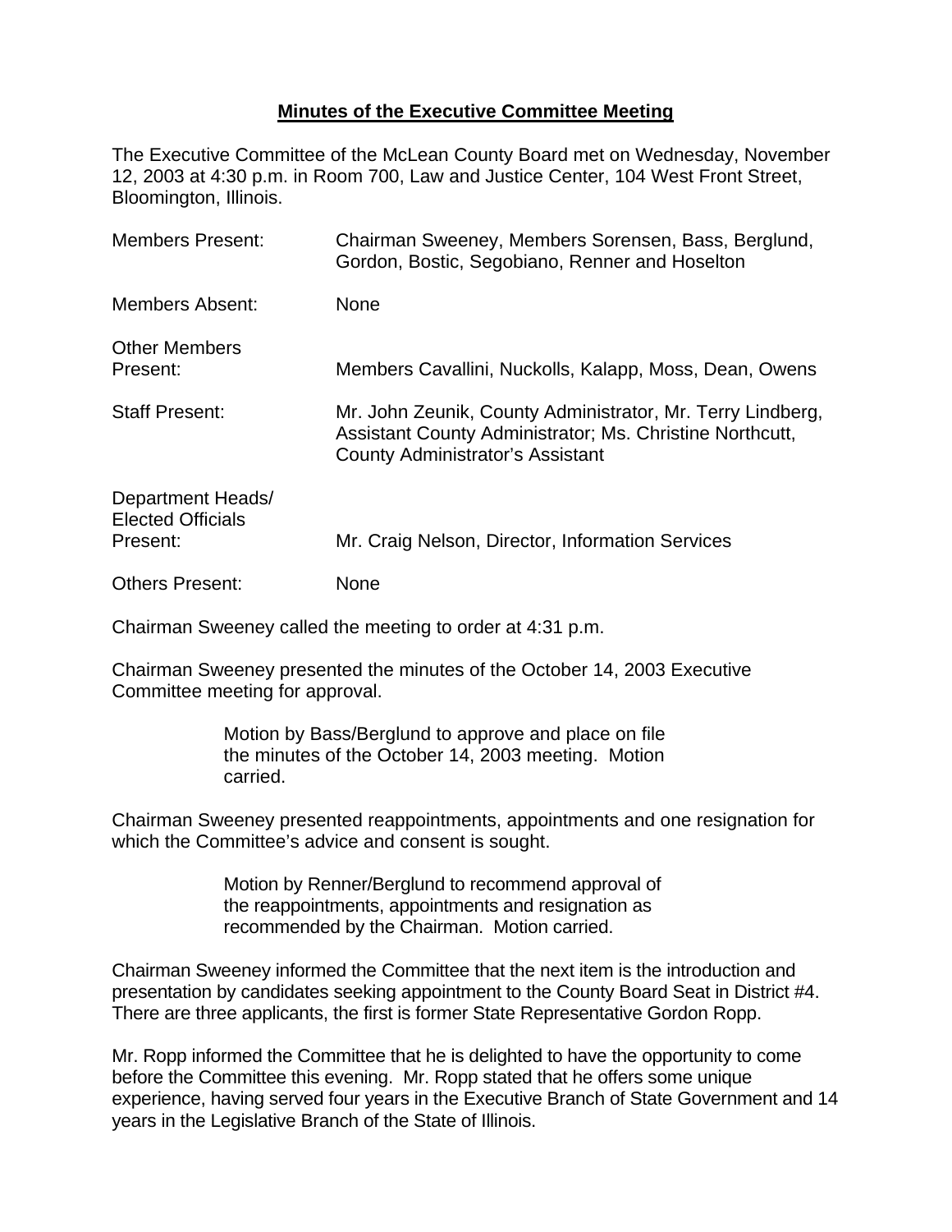**Minutes of the Executive Committee Meeting**

The Executive Committee of the McLean County Board met on Wednesday, November 12, 2003 at 4:30 p.m. in Room 700, Law and Justice Center, 104 West Front Street, Bloomington, Illinois.

| | |
|---|---|
| Members Present: | Chairman Sweeney, Members Sorensen, Bass, Berglund, Gordon, Bostic, Segobiano, Renner and Hoselton |
| Members Absent: | None |
| Other Members Present: | Members Cavallini, Nuckolls, Kalapp, Moss, Dean, Owens |
| Staff Present: | Mr. John Zeunik, County Administrator, Mr. Terry Lindberg, Assistant County Administrator; Ms. Christine Northcutt, County Administrator's Assistant |
| Department Heads/ Elected Officials Present: | Mr. Craig Nelson, Director, Information Services |
| Others Present: | None |

Chairman Sweeney called the meeting to order at 4:31 p.m.

Chairman Sweeney presented the minutes of the October 14, 2003 Executive Committee meeting for approval.

> Motion by Bass/Berglund to approve and place on file the minutes of the October 14, 2003 meeting. Motion carried.

Chairman Sweeney presented reappointments, appointments and one resignation for which the Committee's advice and consent is sought.

> Motion by Renner/Berglund to recommend approval of the reappointments, appointments and resignation as recommended by the Chairman. Motion carried.

Chairman Sweeney informed the Committee that the next item is the introduction and presentation by candidates seeking appointment to the County Board Seat in District #4. There are three applicants, the first is former State Representative Gordon Ropp.

Mr. Ropp informed the Committee that he is delighted to have the opportunity to come before the Committee this evening. Mr. Ropp stated that he offers some unique experience, having served four years in the Executive Branch of State Government and 14 years in the Legislative Branch of the State of Illinois.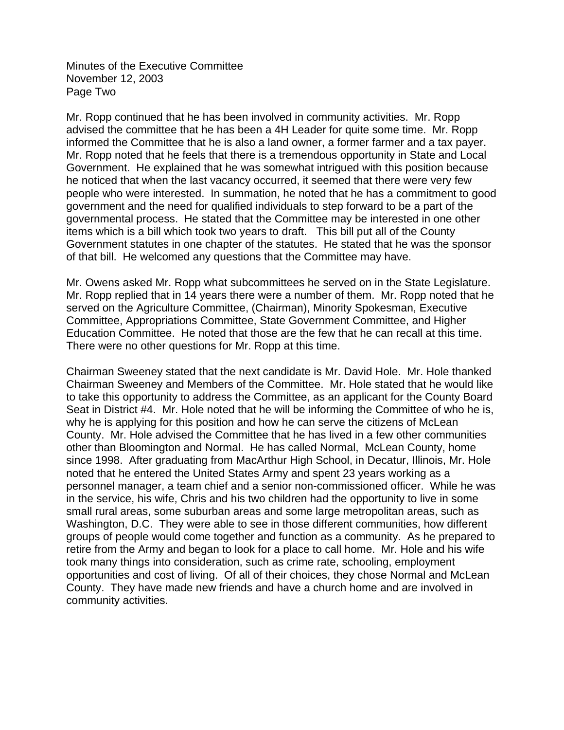Mr. Ropp continued that he has been involved in community activities. Mr. Ropp advised the committee that he has been a 4H Leader for quite some time. Mr. Ropp informed the Committee that he is also a land owner, a former farmer and a tax payer. Mr. Ropp noted that he feels that there is a tremendous opportunity in State and Local Government. He explained that he was somewhat intrigued with this position because he noticed that when the last vacancy occurred, it seemed that there were very few people who were interested. In summation, he noted that he has a commitment to good government and the need for qualified individuals to step forward to be a part of the governmental process. He stated that the Committee may be interested in one other items which is a bill which took two years to draft. This bill put all of the County Government statutes in one chapter of the statutes. He stated that he was the sponsor of that bill. He welcomed any questions that the Committee may have.

Mr. Owens asked Mr. Ropp what subcommittees he served on in the State Legislature. Mr. Ropp replied that in 14 years there were a number of them. Mr. Ropp noted that he served on the Agriculture Committee, (Chairman), Minority Spokesman, Executive Committee, Appropriations Committee, State Government Committee, and Higher Education Committee. He noted that those are the few that he can recall at this time. There were no other questions for Mr. Ropp at this time.

Chairman Sweeney stated that the next candidate is Mr. David Hole. Mr. Hole thanked Chairman Sweeney and Members of the Committee. Mr. Hole stated that he would like to take this opportunity to address the Committee, as an applicant for the County Board Seat in District #4. Mr. Hole noted that he will be informing the Committee of who he is, why he is applying for this position and how he can serve the citizens of McLean County. Mr. Hole advised the Committee that he has lived in a few other communities other than Bloomington and Normal. He has called Normal, McLean County, home since 1998. After graduating from MacArthur High School, in Decatur, Illinois, Mr. Hole noted that he entered the United States Army and spent 23 years working as a personnel manager, a team chief and a senior non-commissioned officer. While he was in the service, his wife, Chris and his two children had the opportunity to live in some small rural areas, some suburban areas and some large metropolitan areas, such as Washington, D.C. They were able to see in those different communities, how different groups of people would come together and function as a community. As he prepared to retire from the Army and began to look for a place to call home. Mr. Hole and his wife took many things into consideration, such as crime rate, schooling, employment opportunities and cost of living. Of all of their choices, they chose Normal and McLean County. They have made new friends and have a church home and are involved in community activities.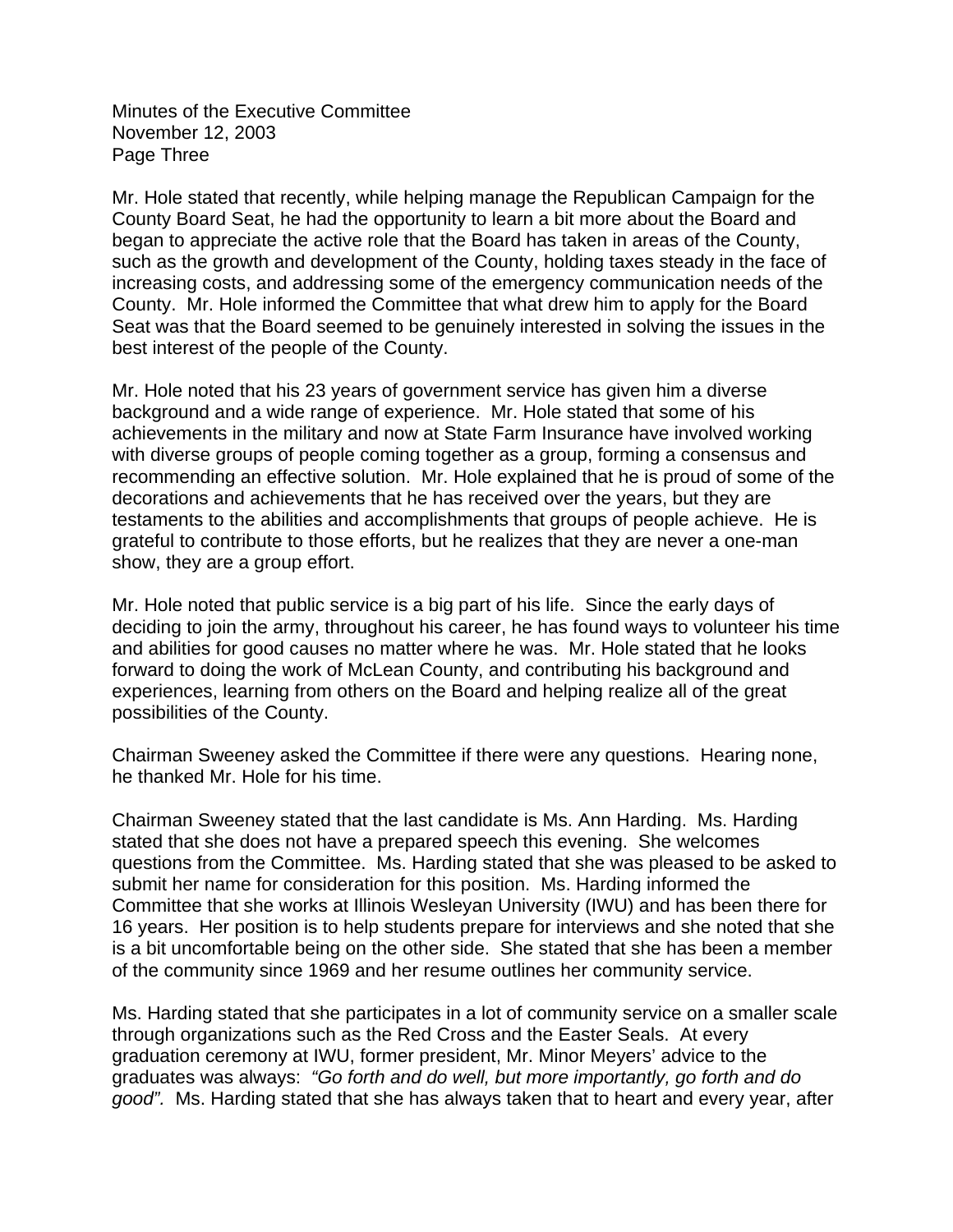Mr. Hole stated that recently, while helping manage the Republican Campaign for the County Board Seat, he had the opportunity to learn a bit more about the Board and began to appreciate the active role that the Board has taken in areas of the County, such as the growth and development of the County, holding taxes steady in the face of increasing costs, and addressing some of the emergency communication needs of the County. Mr. Hole informed the Committee that what drew him to apply for the Board Seat was that the Board seemed to be genuinely interested in solving the issues in the best interest of the people of the County.

Mr. Hole noted that his 23 years of government service has given him a diverse background and a wide range of experience. Mr. Hole stated that some of his achievements in the military and now at State Farm Insurance have involved working with diverse groups of people coming together as a group, forming a consensus and recommending an effective solution. Mr. Hole explained that he is proud of some of the decorations and achievements that he has received over the years, but they are testaments to the abilities and accomplishments that groups of people achieve. He is grateful to contribute to those efforts, but he realizes that they are never a one-man show, they are a group effort.

Mr. Hole noted that public service is a big part of his life. Since the early days of deciding to join the army, throughout his career, he has found ways to volunteer his time and abilities for good causes no matter where he was. Mr. Hole stated that he looks forward to doing the work of McLean County, and contributing his background and experiences, learning from others on the Board and helping realize all of the great possibilities of the County.

Chairman Sweeney asked the Committee if there were any questions. Hearing none, he thanked Mr. Hole for his time.

Chairman Sweeney stated that the last candidate is Ms. Ann Harding. Ms. Harding stated that she does not have a prepared speech this evening. She welcomes questions from the Committee. Ms. Harding stated that she was pleased to be asked to submit her name for consideration for this position. Ms. Harding informed the Committee that she works at Illinois Wesleyan University (IWU) and has been there for 16 years. Her position is to help students prepare for interviews and she noted that she is a bit uncomfortable being on the other side. She stated that she has been a member of the community since 1969 and her resume outlines her community service.

Ms. Harding stated that she participates in a lot of community service on a smaller scale through organizations such as the Red Cross and the Easter Seals. At every graduation ceremony at IWU, former president, Mr. Minor Meyers' advice to the graduates was always: *"Go forth and do well, but more importantly, go forth and do good".* Ms. Harding stated that she has always taken that to heart and every year, after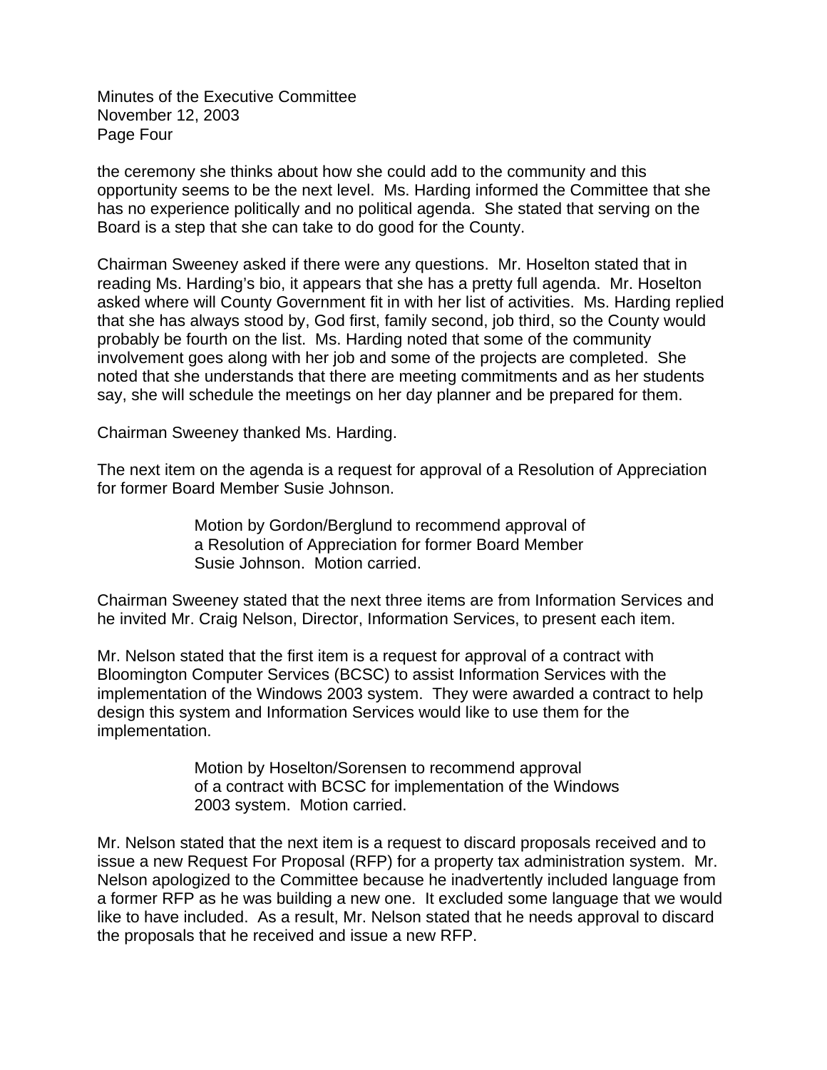the ceremony she thinks about how she could add to the community and this opportunity seems to be the next level. Ms. Harding informed the Committee that she has no experience politically and no political agenda. She stated that serving on the Board is a step that she can take to do good for the County.

Chairman Sweeney asked if there were any questions. Mr. Hoselton stated that in reading Ms. Harding's bio, it appears that she has a pretty full agenda. Mr. Hoselton asked where will County Government fit in with her list of activities. Ms. Harding replied that she has always stood by, God first, family second, job third, so the County would probably be fourth on the list. Ms. Harding noted that some of the community involvement goes along with her job and some of the projects are completed. She noted that she understands that there are meeting commitments and as her students say, she will schedule the meetings on her day planner and be prepared for them.

Chairman Sweeney thanked Ms. Harding.

The next item on the agenda is a request for approval of a Resolution of Appreciation for former Board Member Susie Johnson.

> Motion by Gordon/Berglund to recommend approval of a Resolution of Appreciation for former Board Member Susie Johnson. Motion carried.

Chairman Sweeney stated that the next three items are from Information Services and he invited Mr. Craig Nelson, Director, Information Services, to present each item.

Mr. Nelson stated that the first item is a request for approval of a contract with Bloomington Computer Services (BCSC) to assist Information Services with the implementation of the Windows 2003 system. They were awarded a contract to help design this system and Information Services would like to use them for the implementation.

> Motion by Hoselton/Sorensen to recommend approval of a contract with BCSC for implementation of the Windows 2003 system. Motion carried.

Mr. Nelson stated that the next item is a request to discard proposals received and to issue a new Request For Proposal (RFP) for a property tax administration system. Mr. Nelson apologized to the Committee because he inadvertently included language from a former RFP as he was building a new one. It excluded some language that we would like to have included. As a result, Mr. Nelson stated that he needs approval to discard the proposals that he received and issue a new RFP.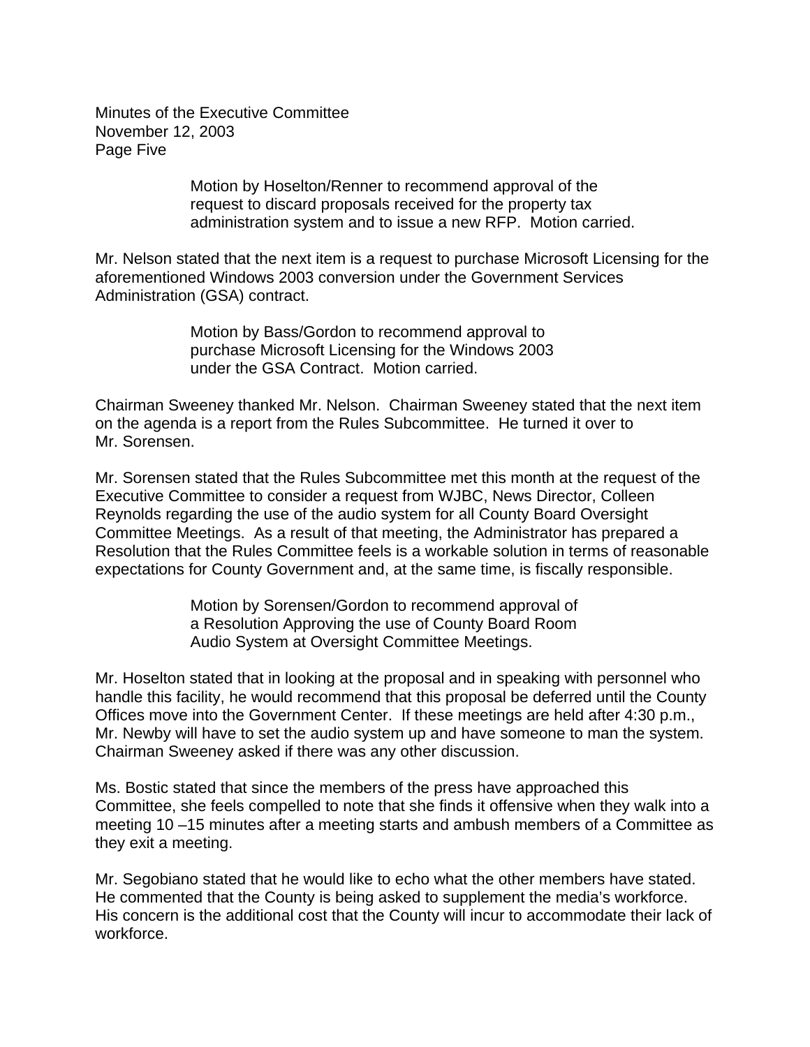Motion by Hoselton/Renner to recommend approval of the request to discard proposals received for the property tax administration system and to issue a new RFP. Motion carried.

Mr. Nelson stated that the next item is a request to purchase Microsoft Licensing for the aforementioned Windows 2003 conversion under the Government Services Administration (GSA) contract.

> Motion by Bass/Gordon to recommend approval to purchase Microsoft Licensing for the Windows 2003 under the GSA Contract. Motion carried.

Chairman Sweeney thanked Mr. Nelson. Chairman Sweeney stated that the next item on the agenda is a report from the Rules Subcommittee. He turned it over to Mr. Sorensen.

Mr. Sorensen stated that the Rules Subcommittee met this month at the request of the Executive Committee to consider a request from WJBC, News Director, Colleen Reynolds regarding the use of the audio system for all County Board Oversight Committee Meetings. As a result of that meeting, the Administrator has prepared a Resolution that the Rules Committee feels is a workable solution in terms of reasonable expectations for County Government and, at the same time, is fiscally responsible.

> Motion by Sorensen/Gordon to recommend approval of a Resolution Approving the use of County Board Room Audio System at Oversight Committee Meetings.

Mr. Hoselton stated that in looking at the proposal and in speaking with personnel who handle this facility, he would recommend that this proposal be deferred until the County Offices move into the Government Center. If these meetings are held after 4:30 p.m., Mr. Newby will have to set the audio system up and have someone to man the system. Chairman Sweeney asked if there was any other discussion.

Ms. Bostic stated that since the members of the press have approached this Committee, she feels compelled to note that she finds it offensive when they walk into a meeting 10 –15 minutes after a meeting starts and ambush members of a Committee as they exit a meeting.

Mr. Segobiano stated that he would like to echo what the other members have stated. He commented that the County is being asked to supplement the media's workforce. His concern is the additional cost that the County will incur to accommodate their lack of workforce.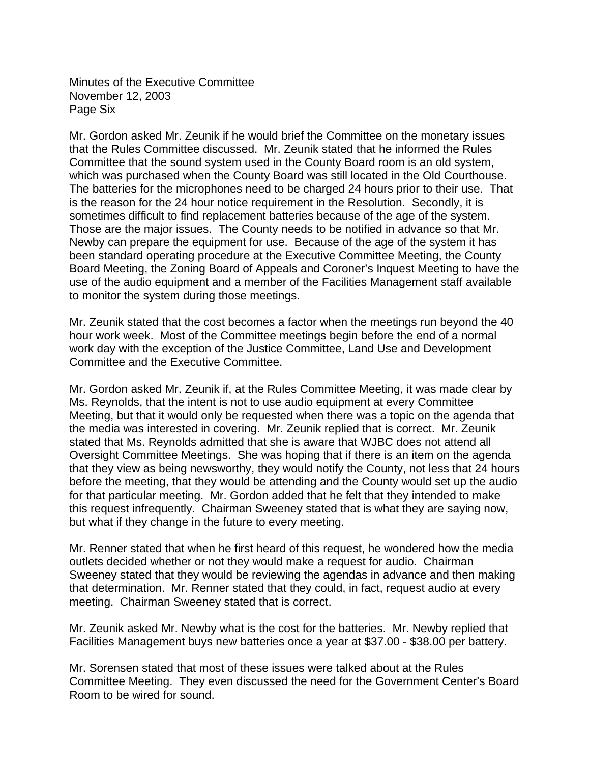Minutes of the Executive Committee
November 12, 2003
Page Six

Mr. Gordon asked Mr. Zeunik if he would brief the Committee on the monetary issues that the Rules Committee discussed. Mr. Zeunik stated that he informed the Rules Committee that the sound system used in the County Board room is an old system, which was purchased when the County Board was still located in the Old Courthouse. The batteries for the microphones need to be charged 24 hours prior to their use. That is the reason for the 24 hour notice requirement in the Resolution. Secondly, it is sometimes difficult to find replacement batteries because of the age of the system. Those are the major issues. The County needs to be notified in advance so that Mr. Newby can prepare the equipment for use. Because of the age of the system it has been standard operating procedure at the Executive Committee Meeting, the County Board Meeting, the Zoning Board of Appeals and Coroner's Inquest Meeting to have the use of the audio equipment and a member of the Facilities Management staff available to monitor the system during those meetings.

Mr. Zeunik stated that the cost becomes a factor when the meetings run beyond the 40 hour work week. Most of the Committee meetings begin before the end of a normal work day with the exception of the Justice Committee, Land Use and Development Committee and the Executive Committee.

Mr. Gordon asked Mr. Zeunik if, at the Rules Committee Meeting, it was made clear by Ms. Reynolds, that the intent is not to use audio equipment at every Committee Meeting, but that it would only be requested when there was a topic on the agenda that the media was interested in covering. Mr. Zeunik replied that is correct. Mr. Zeunik stated that Ms. Reynolds admitted that she is aware that WJBC does not attend all Oversight Committee Meetings. She was hoping that if there is an item on the agenda that they view as being newsworthy, they would notify the County, not less that 24 hours before the meeting, that they would be attending and the County would set up the audio for that particular meeting. Mr. Gordon added that he felt that they intended to make this request infrequently. Chairman Sweeney stated that is what they are saying now, but what if they change in the future to every meeting.

Mr. Renner stated that when he first heard of this request, he wondered how the media outlets decided whether or not they would make a request for audio. Chairman Sweeney stated that they would be reviewing the agendas in advance and then making that determination. Mr. Renner stated that they could, in fact, request audio at every meeting. Chairman Sweeney stated that is correct.

Mr. Zeunik asked Mr. Newby what is the cost for the batteries. Mr. Newby replied that Facilities Management buys new batteries once a year at $37.00 - $38.00 per battery.

Mr. Sorensen stated that most of these issues were talked about at the Rules Committee Meeting. They even discussed the need for the Government Center's Board Room to be wired for sound.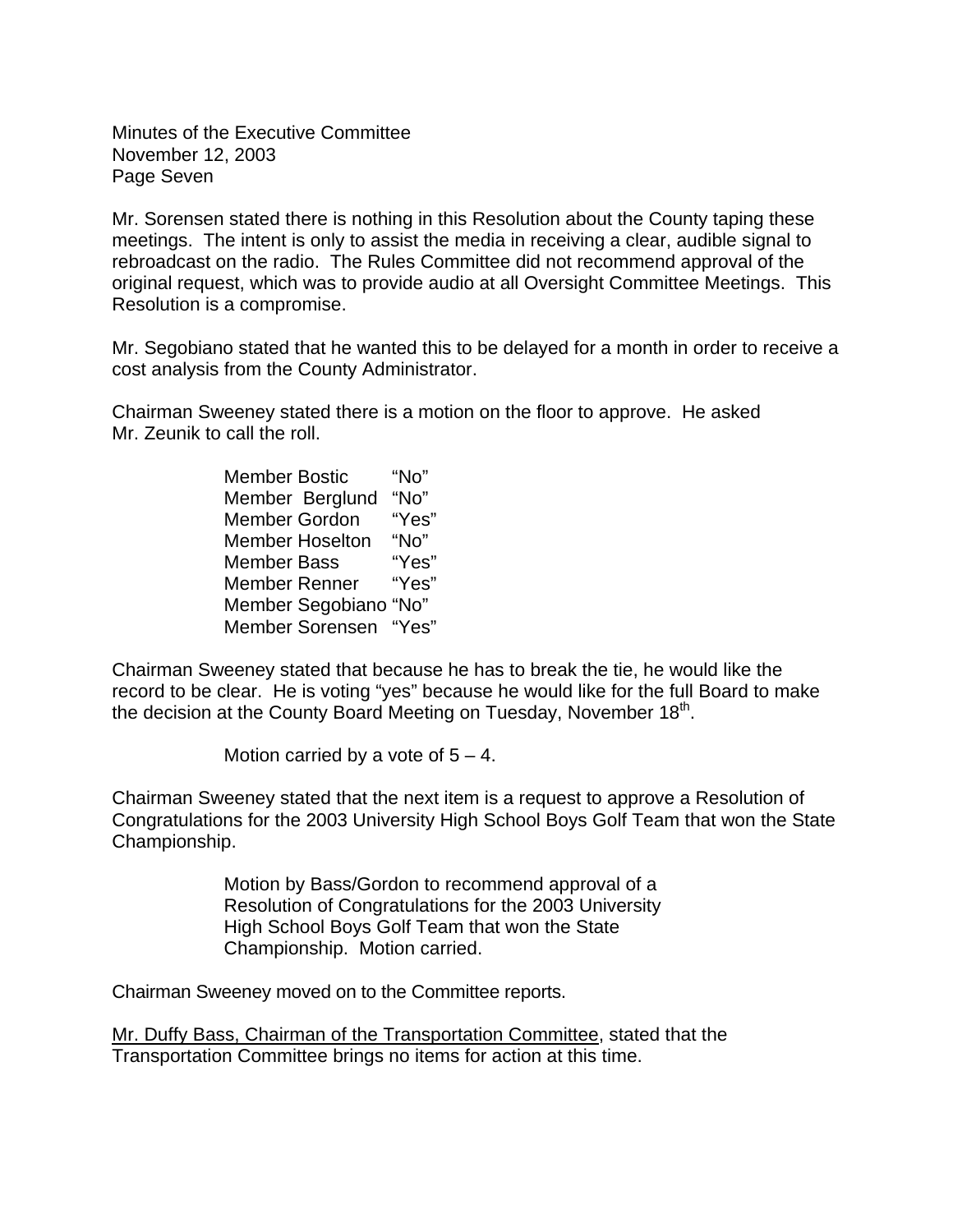Minutes of the Executive Committee
November 12, 2003
Page Seven

Mr. Sorensen stated there is nothing in this Resolution about the County taping these meetings. The intent is only to assist the media in receiving a clear, audible signal to rebroadcast on the radio. The Rules Committee did not recommend approval of the original request, which was to provide audio at all Oversight Committee Meetings. This Resolution is a compromise.

Mr. Segobiano stated that he wanted this to be delayed for a month in order to receive a cost analysis from the County Administrator.

Chairman Sweeney stated there is a motion on the floor to approve. He asked Mr. Zeunik to call the roll.

| | |
|---|---|
| Member Bostic | "No" |
| Member Berglund | "No" |
| Member Gordon | "Yes" |
| Member Hoselton | "No" |
| Member Bass | "Yes" |
| Member Renner | "Yes" |
| Member Segobiano | "No" |
| Member Sorensen | "Yes" |

Chairman Sweeney stated that because he has to break the tie, he would like the record to be clear. He is voting "yes" because he would like for the full Board to make the decision at the County Board Meeting on Tuesday, November 18th.

Motion carried by a vote of 5 – 4.

Chairman Sweeney stated that the next item is a request to approve a Resolution of Congratulations for the 2003 University High School Boys Golf Team that won the State Championship.

> Motion by Bass/Gordon to recommend approval of a Resolution of Congratulations for the 2003 University High School Boys Golf Team that won the State Championship. Motion carried.

Chairman Sweeney moved on to the Committee reports.

Mr. Duffy Bass, Chairman of the Transportation Committee, stated that the Transportation Committee brings no items for action at this time.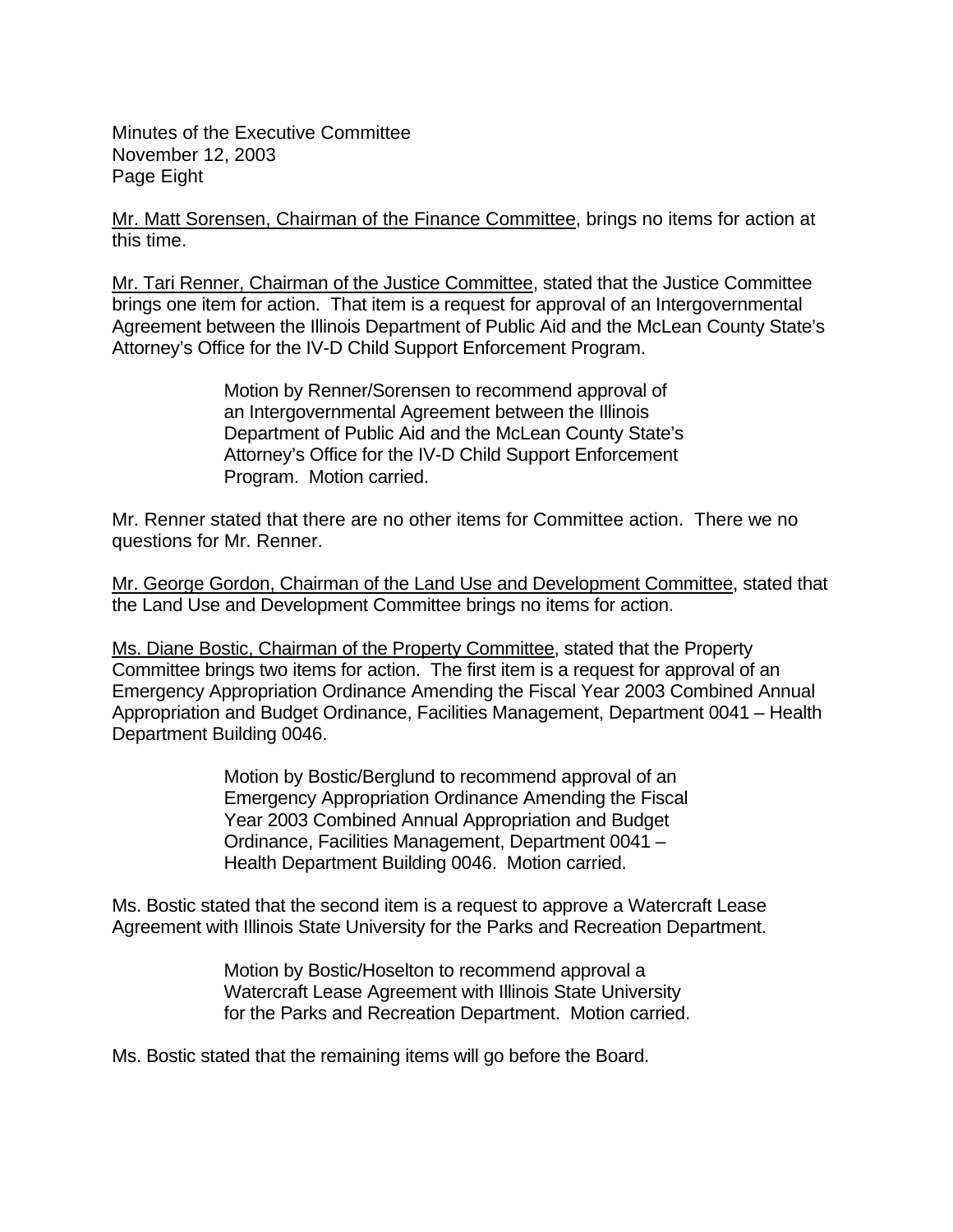Minutes of the Executive Committee
November 12, 2003
Page Eight

Mr. Matt Sorensen, Chairman of the Finance Committee, brings no items for action at this time.

Mr. Tari Renner, Chairman of the Justice Committee, stated that the Justice Committee brings one item for action. That item is a request for approval of an Intergovernmental Agreement between the Illinois Department of Public Aid and the McLean County State's Attorney's Office for the IV-D Child Support Enforcement Program.

> Motion by Renner/Sorensen to recommend approval of an Intergovernmental Agreement between the Illinois Department of Public Aid and the McLean County State's Attorney's Office for the IV-D Child Support Enforcement Program. Motion carried.

Mr. Renner stated that there are no other items for Committee action. There we no questions for Mr. Renner.

Mr. George Gordon, Chairman of the Land Use and Development Committee, stated that the Land Use and Development Committee brings no items for action.

Ms. Diane Bostic, Chairman of the Property Committee, stated that the Property Committee brings two items for action. The first item is a request for approval of an Emergency Appropriation Ordinance Amending the Fiscal Year 2003 Combined Annual Appropriation and Budget Ordinance, Facilities Management, Department 0041 – Health Department Building 0046.

> Motion by Bostic/Berglund to recommend approval of an Emergency Appropriation Ordinance Amending the Fiscal Year 2003 Combined Annual Appropriation and Budget Ordinance, Facilities Management, Department 0041 – Health Department Building 0046. Motion carried.

Ms. Bostic stated that the second item is a request to approve a Watercraft Lease Agreement with Illinois State University for the Parks and Recreation Department.

> Motion by Bostic/Hoselton to recommend approval a Watercraft Lease Agreement with Illinois State University for the Parks and Recreation Department. Motion carried.

Ms. Bostic stated that the remaining items will go before the Board.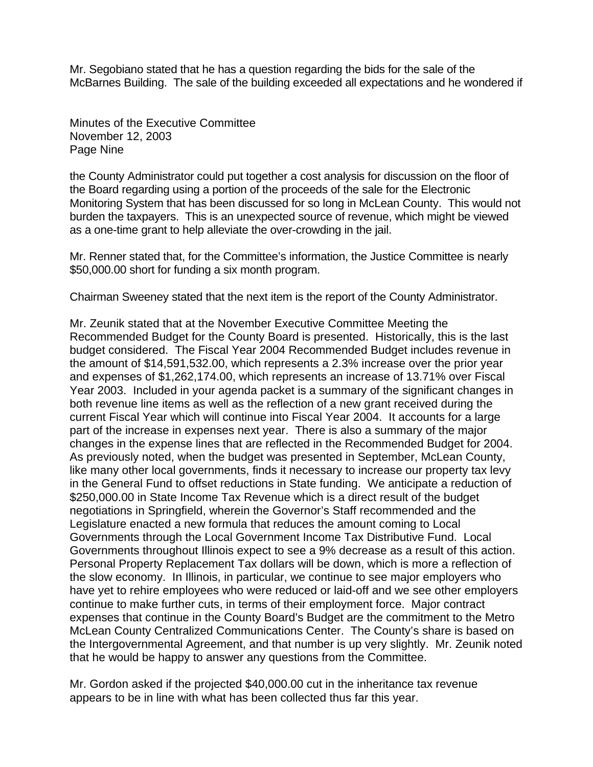Mr. Segobiano stated that he has a question regarding the bids for the sale of the McBarnes Building. The sale of the building exceeded all expectations and he wondered if the County Administrator could put together a cost analysis for discussion on the floor of the Board regarding using a portion of the proceeds of the sale for the Electronic Monitoring System that has been discussed for so long in McLean County. This would not burden the taxpayers. This is an unexpected source of revenue, which might be viewed as a one-time grant to help alleviate the over-crowding in the jail.

Mr. Renner stated that, for the Committee's information, the Justice Committee is nearly $50,000.00 short for funding a six month program.

Chairman Sweeney stated that the next item is the report of the County Administrator.

Mr. Zeunik stated that at the November Executive Committee Meeting the Recommended Budget for the County Board is presented. Historically, this is the last budget considered. The Fiscal Year 2004 Recommended Budget includes revenue in the amount of $14,591,532.00, which represents a 2.3% increase over the prior year and expenses of $1,262,174.00, which represents an increase of 13.71% over Fiscal Year 2003. Included in your agenda packet is a summary of the significant changes in both revenue line items as well as the reflection of a new grant received during the current Fiscal Year which will continue into Fiscal Year 2004. It accounts for a large part of the increase in expenses next year. There is also a summary of the major changes in the expense lines that are reflected in the Recommended Budget for 2004. As previously noted, when the budget was presented in September, McLean County, like many other local governments, finds it necessary to increase our property tax levy in the General Fund to offset reductions in State funding. We anticipate a reduction of $250,000.00 in State Income Tax Revenue which is a direct result of the budget negotiations in Springfield, wherein the Governor's Staff recommended and the Legislature enacted a new formula that reduces the amount coming to Local Governments through the Local Government Income Tax Distributive Fund. Local Governments throughout Illinois expect to see a 9% decrease as a result of this action. Personal Property Replacement Tax dollars will be down, which is more a reflection of the slow economy. In Illinois, in particular, we continue to see major employers who have yet to rehire employees who were reduced or laid-off and we see other employers continue to make further cuts, in terms of their employment force. Major contract expenses that continue in the County Board's Budget are the commitment to the Metro McLean County Centralized Communications Center. The County's share is based on the Intergovernmental Agreement, and that number is up very slightly. Mr. Zeunik noted that he would be happy to answer any questions from the Committee.

Mr. Gordon asked if the projected $40,000.00 cut in the inheritance tax revenue appears to be in line with what has been collected thus far this year.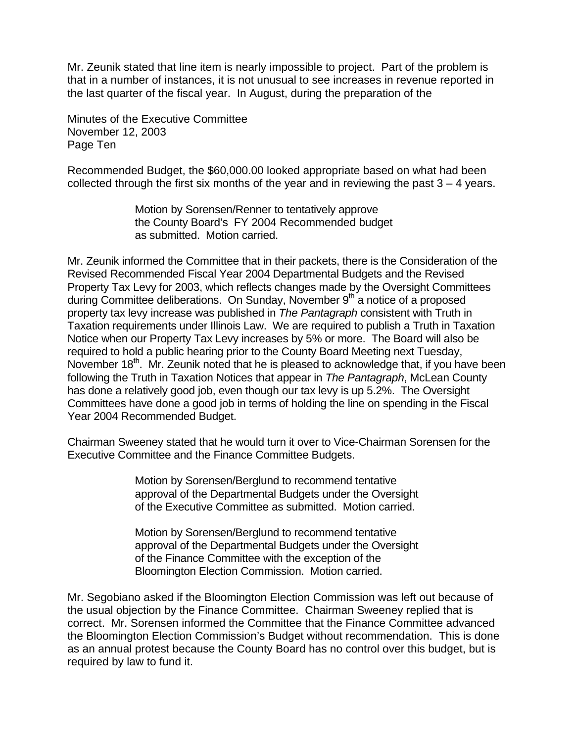Mr. Zeunik stated that line item is nearly impossible to project. Part of the problem is that in a number of instances, it is not unusual to see increases in revenue reported in the last quarter of the fiscal year. In August, during the preparation of the Recommended Budget, the $60,000.00 looked appropriate based on what had been collected through the first six months of the year and in reviewing the past 3 – 4 years.

> Motion by Sorensen/Renner to tentatively approve the County Board's FY 2004 Recommended budget as submitted. Motion carried.

Mr. Zeunik informed the Committee that in their packets, there is the Consideration of the Revised Recommended Fiscal Year 2004 Departmental Budgets and the Revised Property Tax Levy for 2003, which reflects changes made by the Oversight Committees during Committee deliberations. On Sunday, November 9th a notice of a proposed property tax levy increase was published in *The Pantagraph* consistent with Truth in Taxation requirements under Illinois Law. We are required to publish a Truth in Taxation Notice when our Property Tax Levy increases by 5% or more. The Board will also be required to hold a public hearing prior to the County Board Meeting next Tuesday, November 18th. Mr. Zeunik noted that he is pleased to acknowledge that, if you have been following the Truth in Taxation Notices that appear in *The Pantagraph*, McLean County has done a relatively good job, even though our tax levy is up 5.2%. The Oversight Committees have done a good job in terms of holding the line on spending in the Fiscal Year 2004 Recommended Budget.

Chairman Sweeney stated that he would turn it over to Vice-Chairman Sorensen for the Executive Committee and the Finance Committee Budgets.

> Motion by Sorensen/Berglund to recommend tentative approval of the Departmental Budgets under the Oversight of the Executive Committee as submitted. Motion carried.
>
> Motion by Sorensen/Berglund to recommend tentative approval of the Departmental Budgets under the Oversight of the Finance Committee with the exception of the Bloomington Election Commission. Motion carried.

Mr. Segobiano asked if the Bloomington Election Commission was left out because of the usual objection by the Finance Committee. Chairman Sweeney replied that is correct. Mr. Sorensen informed the Committee that the Finance Committee advanced the Bloomington Election Commission's Budget without recommendation. This is done as an annual protest because the County Board has no control over this budget, but is required by law to fund it.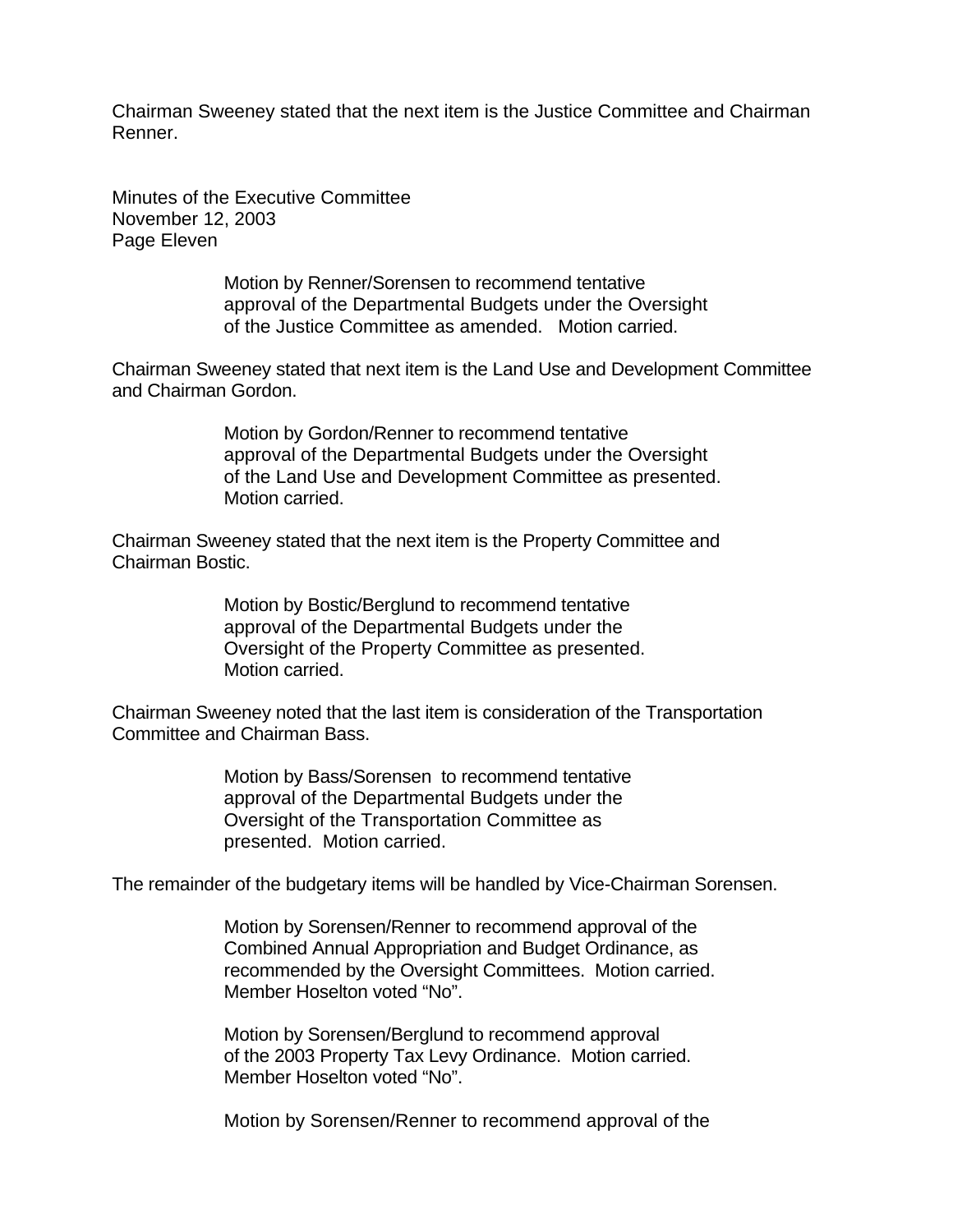Chairman Sweeney stated that the next item is the Justice Committee and Chairman Renner.

Minutes of the Executive Committee
November 12, 2003
Page Eleven

> Motion by Renner/Sorensen to recommend tentative approval of the Departmental Budgets under the Oversight of the Justice Committee as amended. Motion carried.

Chairman Sweeney stated that next item is the Land Use and Development Committee and Chairman Gordon.

> Motion by Gordon/Renner to recommend tentative approval of the Departmental Budgets under the Oversight of the Land Use and Development Committee as presented. Motion carried.

Chairman Sweeney stated that the next item is the Property Committee and Chairman Bostic.

> Motion by Bostic/Berglund to recommend tentative approval of the Departmental Budgets under the Oversight of the Property Committee as presented. Motion carried.

Chairman Sweeney noted that the last item is consideration of the Transportation Committee and Chairman Bass.

> Motion by Bass/Sorensen to recommend tentative approval of the Departmental Budgets under the Oversight of the Transportation Committee as presented. Motion carried.

The remainder of the budgetary items will be handled by Vice-Chairman Sorensen.

> Motion by Sorensen/Renner to recommend approval of the Combined Annual Appropriation and Budget Ordinance, as recommended by the Oversight Committees. Motion carried. Member Hoselton voted "No".

> Motion by Sorensen/Berglund to recommend approval of the 2003 Property Tax Levy Ordinance. Motion carried. Member Hoselton voted "No".

> Motion by Sorensen/Renner to recommend approval of the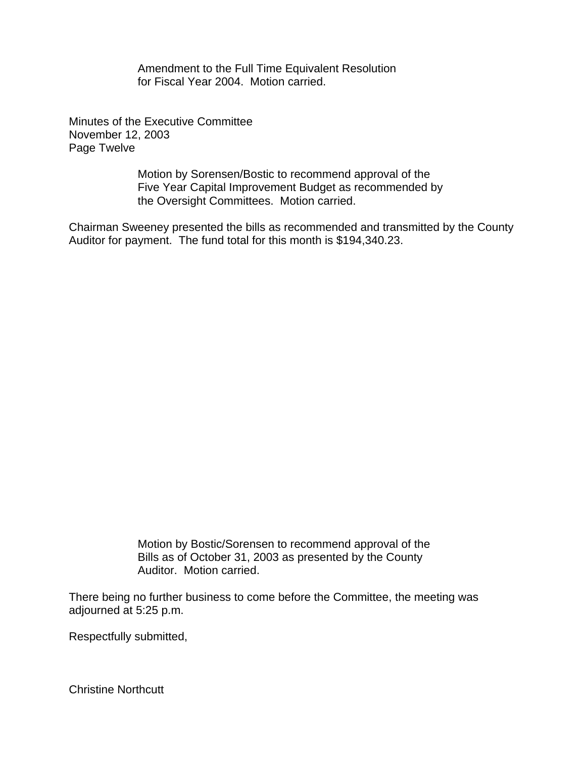Amendment to the Full Time Equivalent Resolution
for Fiscal Year 2004. Motion carried.

Motion by Sorensen/Bostic to recommend approval of the
Five Year Capital Improvement Budget as recommended by
the Oversight Committees. Motion carried.

Chairman Sweeney presented the bills as recommended and transmitted by the County Auditor for payment. The fund total for this month is $194,340.23.

Motion by Bostic/Sorensen to recommend approval of the
Bills as of October 31, 2003 as presented by the County
Auditor. Motion carried.

There being no further business to come before the Committee, the meeting was adjourned at 5:25 p.m.

Respectfully submitted,

Christine Northcutt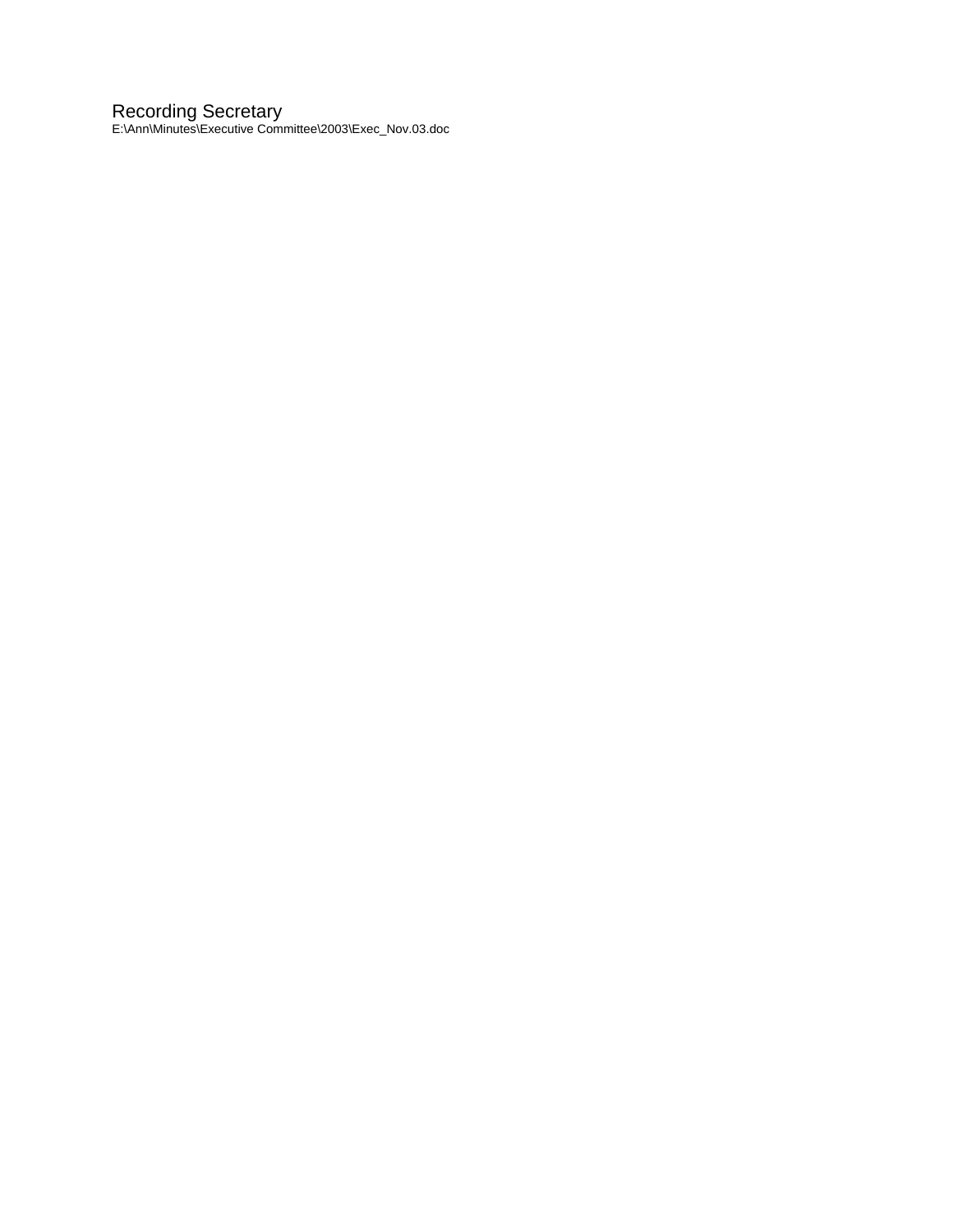Recording Secretary

E:\Ann\Minutes\Executive Committee\2003\Exec_Nov.03.doc